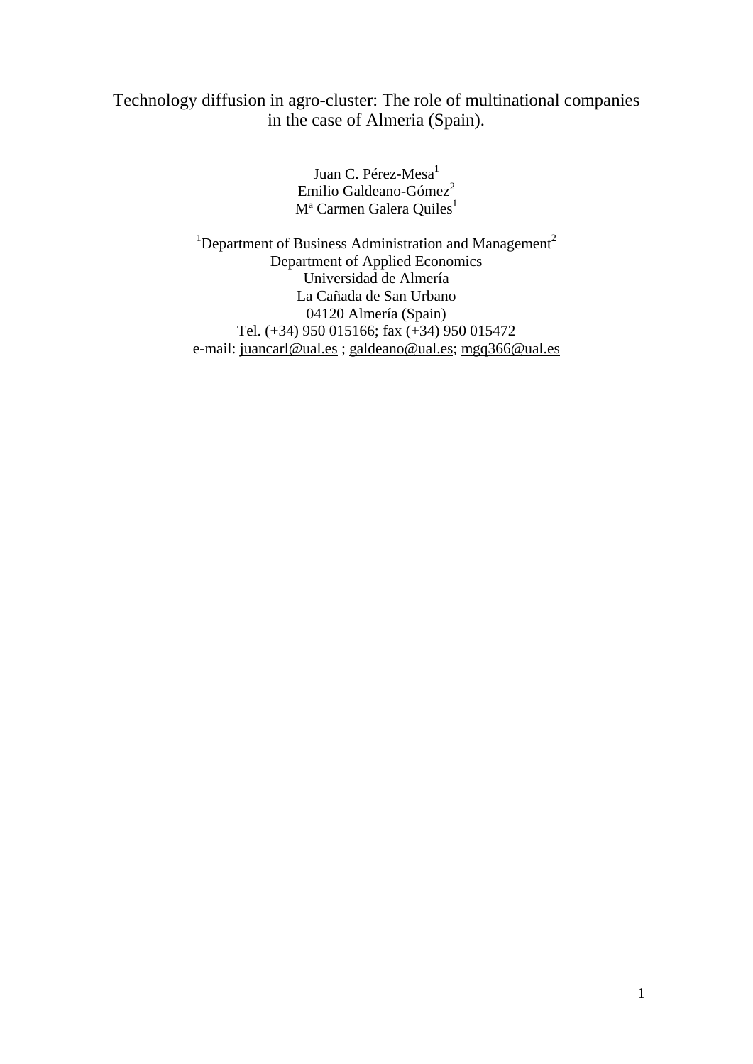# Technology diffusion in agro-cluster: The role of multinational companies in the case of Almeria (Spain).

Juan C. Pérez-Mesa[1]
Emilio Galdeano-Gómez[2]
Mª Carmen Galera Quiles[1]

[1]Department of Business Administration and Management[2]
Department of Applied Economics
Universidad de Almería
La Cañada de San Urbano
04120 Almería (Spain)
Tel. (+34) 950 015166; fax (+34) 950 015472
e-mail: juancarl@ual.es ; galdeano@ual.es; mgq366@ual.es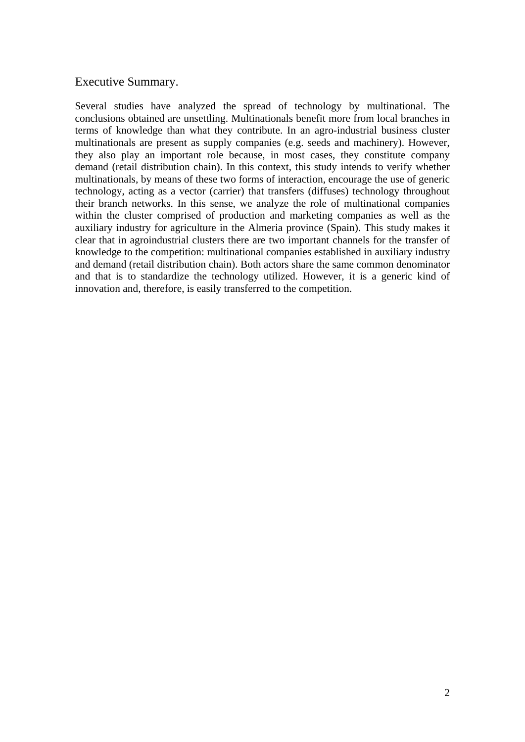## Executive Summary.

Several studies have analyzed the spread of technology by multinational. The conclusions obtained are unsettling. Multinationals benefit more from local branches in terms of knowledge than what they contribute. In an agro-industrial business cluster multinationals are present as supply companies (e.g. seeds and machinery). However, they also play an important role because, in most cases, they constitute company demand (retail distribution chain). In this context, this study intends to verify whether multinationals, by means of these two forms of interaction, encourage the use of generic technology, acting as a vector (carrier) that transfers (diffuses) technology throughout their branch networks. In this sense, we analyze the role of multinational companies within the cluster comprised of production and marketing companies as well as the auxiliary industry for agriculture in the Almeria province (Spain). This study makes it clear that in agroindustrial clusters there are two important channels for the transfer of knowledge to the competition: multinational companies established in auxiliary industry and demand (retail distribution chain). Both actors share the same common denominator and that is to standardize the technology utilized. However, it is a generic kind of innovation and, therefore, is easily transferred to the competition.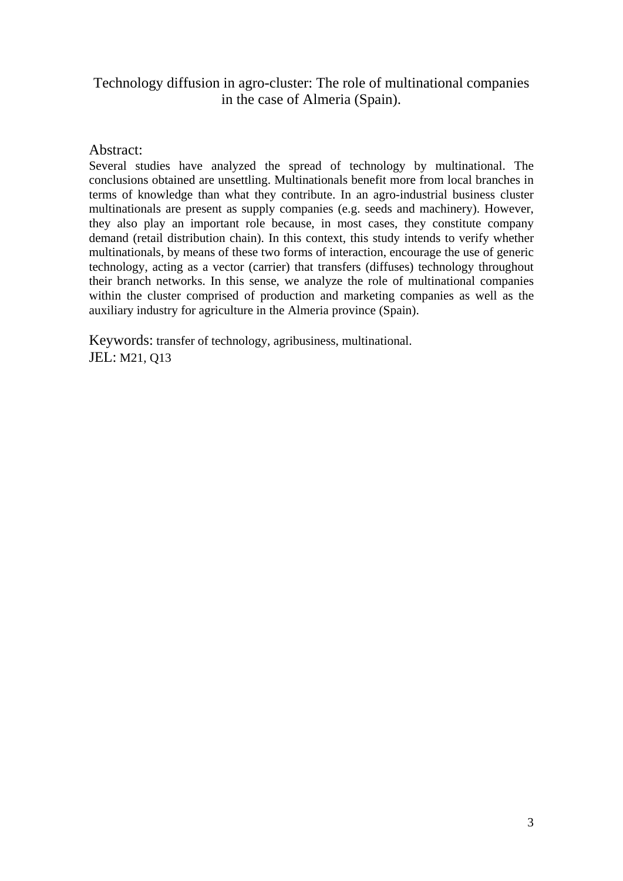# Technology diffusion in agro-cluster: The role of multinational companies in the case of Almeria (Spain).

## Abstract:

Several studies have analyzed the spread of technology by multinational. The conclusions obtained are unsettling. Multinationals benefit more from local branches in terms of knowledge than what they contribute. In an agro-industrial business cluster multinationals are present as supply companies (e.g. seeds and machinery). However, they also play an important role because, in most cases, they constitute company demand (retail distribution chain). In this context, this study intends to verify whether multinationals, by means of these two forms of interaction, encourage the use of generic technology, acting as a vector (carrier) that transfers (diffuses) technology throughout their branch networks. In this sense, we analyze the role of multinational companies within the cluster comprised of production and marketing companies as well as the auxiliary industry for agriculture in the Almeria province (Spain).

Keywords: transfer of technology, agribusiness, multinational.
JEL: M21, Q13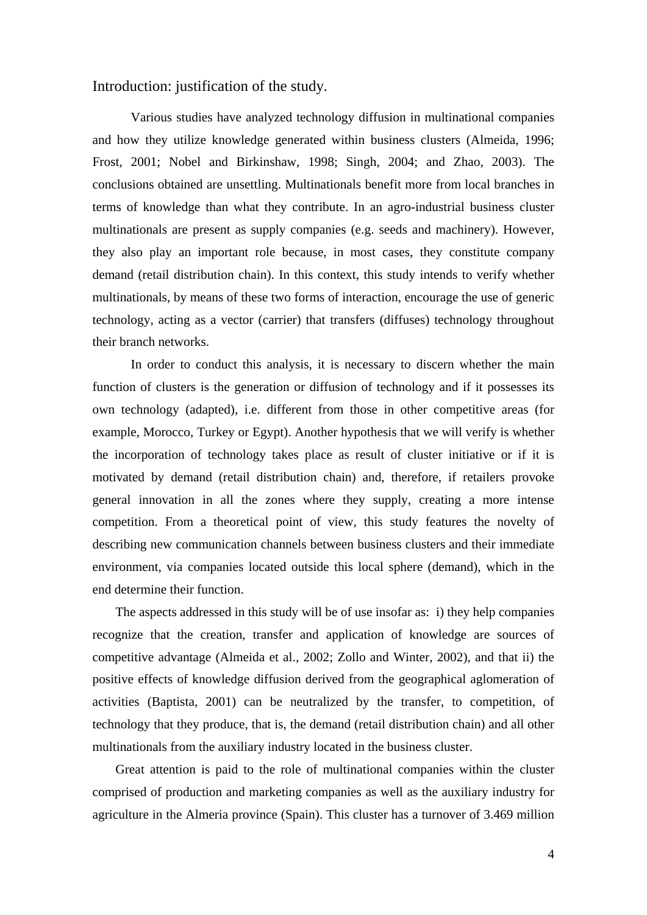## Introduction: justification of the study.

Various studies have analyzed technology diffusion in multinational companies and how they utilize knowledge generated within business clusters (Almeida, 1996; Frost, 2001; Nobel and Birkinshaw, 1998; Singh, 2004; and Zhao, 2003). The conclusions obtained are unsettling. Multinationals benefit more from local branches in terms of knowledge than what they contribute. In an agro-industrial business cluster multinationals are present as supply companies (e.g. seeds and machinery). However, they also play an important role because, in most cases, they constitute company demand (retail distribution chain). In this context, this study intends to verify whether multinationals, by means of these two forms of interaction, encourage the use of generic technology, acting as a vector (carrier) that transfers (diffuses) technology throughout their branch networks.

In order to conduct this analysis, it is necessary to discern whether the main function of clusters is the generation or diffusion of technology and if it possesses its own technology (adapted), i.e. different from those in other competitive areas (for example, Morocco, Turkey or Egypt). Another hypothesis that we will verify is whether the incorporation of technology takes place as result of cluster initiative or if it is motivated by demand (retail distribution chain) and, therefore, if retailers provoke general innovation in all the zones where they supply, creating a more intense competition. From a theoretical point of view, this study features the novelty of describing new communication channels between business clusters and their immediate environment, via companies located outside this local sphere (demand), which in the end determine their function.

The aspects addressed in this study will be of use insofar as: i) they help companies recognize that the creation, transfer and application of knowledge are sources of competitive advantage (Almeida et al., 2002; Zollo and Winter, 2002), and that ii) the positive effects of knowledge diffusion derived from the geographical aglomeration of activities (Baptista, 2001) can be neutralized by the transfer, to competition, of technology that they produce, that is, the demand (retail distribution chain) and all other multinationals from the auxiliary industry located in the business cluster.

Great attention is paid to the role of multinational companies within the cluster comprised of production and marketing companies as well as the auxiliary industry for agriculture in the Almeria province (Spain). This cluster has a turnover of 3.469 million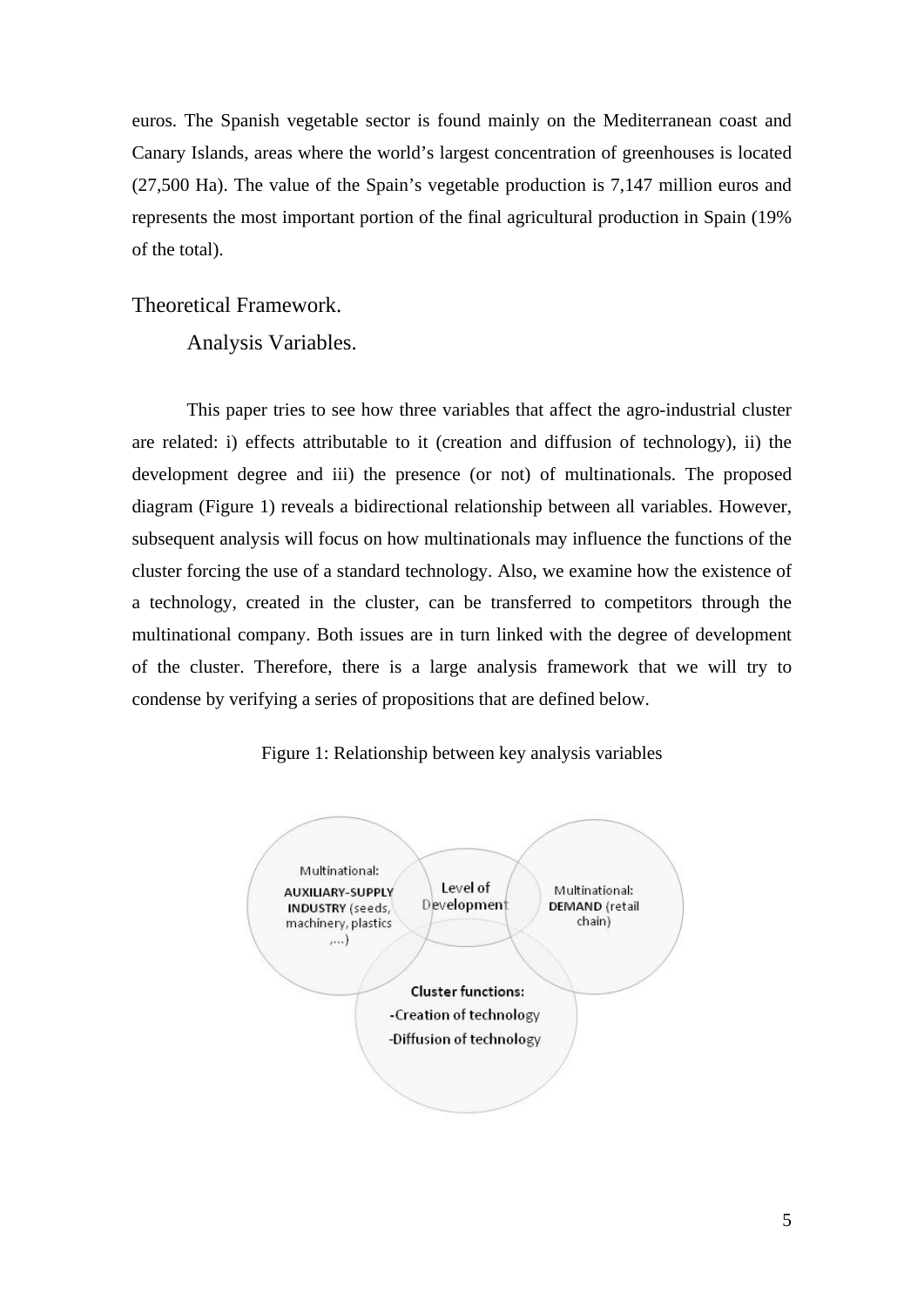euros. The Spanish vegetable sector is found mainly on the Mediterranean coast and Canary Islands, areas where the world's largest concentration of greenhouses is located (27,500 Ha). The value of the Spain's vegetable production is 7,147 million euros and represents the most important portion of the final agricultural production in Spain (19% of the total).

## Theoretical Framework.

### Analysis Variables.

This paper tries to see how three variables that affect the agro-industrial cluster are related: i) effects attributable to it (creation and diffusion of technology), ii) the development degree and iii) the presence (or not) of multinationals. The proposed diagram (Figure 1) reveals a bidirectional relationship between all variables. However, subsequent analysis will focus on how multinationals may influence the functions of the cluster forcing the use of a standard technology. Also, we examine how the existence of a technology, created in the cluster, can be transferred to competitors through the multinational company. Both issues are in turn linked with the degree of development of the cluster. Therefore, there is a large analysis framework that we will try to condense by verifying a series of propositions that are defined below.

Figure 1: Relationship between key analysis variables

Multinational: **AUXILIARY-SUPPLY INDUSTRY** (seeds, machinery, plastics ,...)

Level of Development

Multinational: **DEMAND** (retail chain)

**Cluster functions:**
-Creation of technology
-Diffusion of technology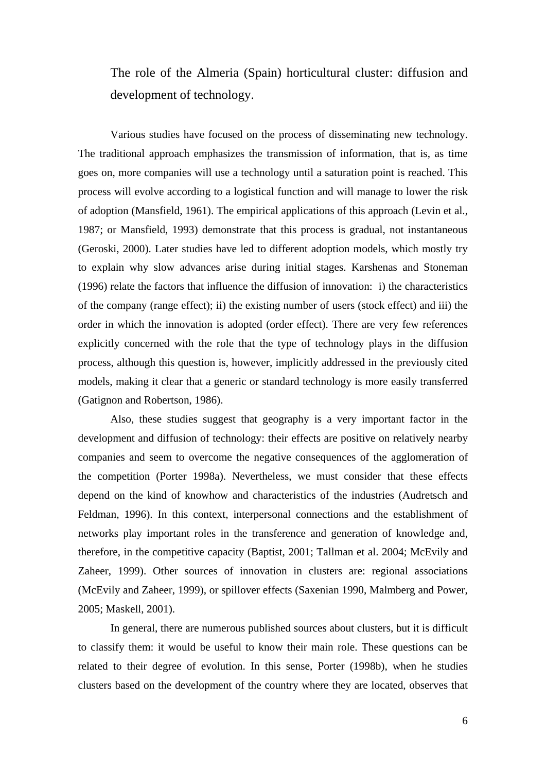# The role of the Almeria (Spain) horticultural cluster: diffusion and development of technology.

Various studies have focused on the process of disseminating new technology. The traditional approach emphasizes the transmission of information, that is, as time goes on, more companies will use a technology until a saturation point is reached. This process will evolve according to a logistical function and will manage to lower the risk of adoption (Mansfield, 1961). The empirical applications of this approach (Levin et al., 1987; or Mansfield, 1993) demonstrate that this process is gradual, not instantaneous (Geroski, 2000). Later studies have led to different adoption models, which mostly try to explain why slow advances arise during initial stages. Karshenas and Stoneman (1996) relate the factors that influence the diffusion of innovation: i) the characteristics of the company (range effect); ii) the existing number of users (stock effect) and iii) the order in which the innovation is adopted (order effect). There are very few references explicitly concerned with the role that the type of technology plays in the diffusion process, although this question is, however, implicitly addressed in the previously cited models, making it clear that a generic or standard technology is more easily transferred (Gatignon and Robertson, 1986).

Also, these studies suggest that geography is a very important factor in the development and diffusion of technology: their effects are positive on relatively nearby companies and seem to overcome the negative consequences of the agglomeration of the competition (Porter 1998a). Nevertheless, we must consider that these effects depend on the kind of knowhow and characteristics of the industries (Audretsch and Feldman, 1996). In this context, interpersonal connections and the establishment of networks play important roles in the transference and generation of knowledge and, therefore, in the competitive capacity (Baptist, 2001; Tallman et al. 2004; McEvily and Zaheer, 1999). Other sources of innovation in clusters are: regional associations (McEvily and Zaheer, 1999), or spillover effects (Saxenian 1990, Malmberg and Power, 2005; Maskell, 2001).

In general, there are numerous published sources about clusters, but it is difficult to classify them: it would be useful to know their main role. These questions can be related to their degree of evolution. In this sense, Porter (1998b), when he studies clusters based on the development of the country where they are located, observes that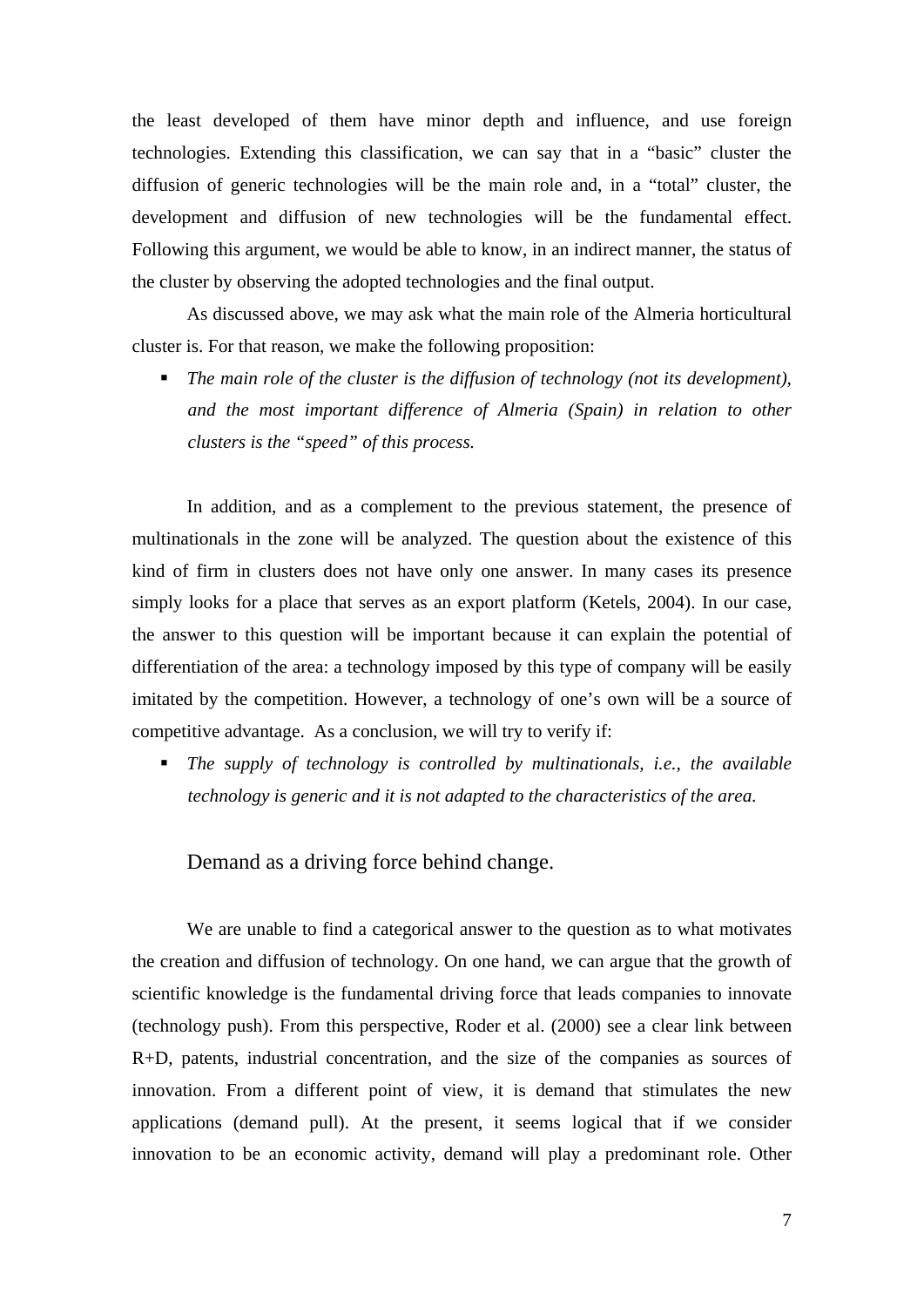the least developed of them have minor depth and influence, and use foreign technologies. Extending this classification, we can say that in a "basic" cluster the diffusion of generic technologies will be the main role and, in a "total" cluster, the development and diffusion of new technologies will be the fundamental effect. Following this argument, we would be able to know, in an indirect manner, the status of the cluster by observing the adopted technologies and the final output.

As discussed above, we may ask what the main role of the Almeria horticultural cluster is. For that reason, we make the following proposition:

- *The main role of the cluster is the diffusion of technology (not its development), and the most important difference of Almeria (Spain) in relation to other clusters is the "speed" of this process.*

In addition, and as a complement to the previous statement, the presence of multinationals in the zone will be analyzed. The question about the existence of this kind of firm in clusters does not have only one answer. In many cases its presence simply looks for a place that serves as an export platform (Ketels, 2004). In our case, the answer to this question will be important because it can explain the potential of differentiation of the area: a technology imposed by this type of company will be easily imitated by the competition. However, a technology of one's own will be a source of competitive advantage. As a conclusion, we will try to verify if:

- *The supply of technology is controlled by multinationals, i.e., the available technology is generic and it is not adapted to the characteristics of the area.*

### Demand as a driving force behind change.

We are unable to find a categorical answer to the question as to what motivates the creation and diffusion of technology. On one hand, we can argue that the growth of scientific knowledge is the fundamental driving force that leads companies to innovate (technology push). From this perspective, Roder et al. (2000) see a clear link between R+D, patents, industrial concentration, and the size of the companies as sources of innovation. From a different point of view, it is demand that stimulates the new applications (demand pull). At the present, it seems logical that if we consider innovation to be an economic activity, demand will play a predominant role. Other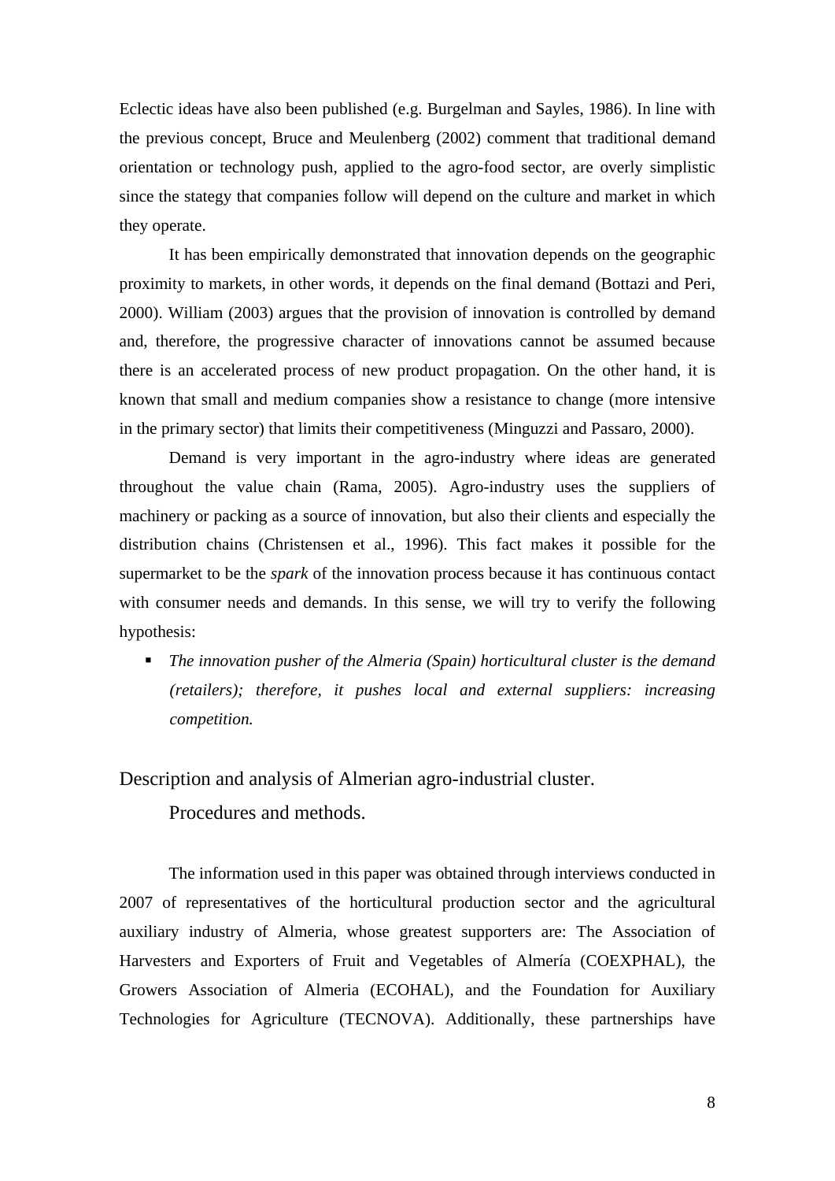Eclectic ideas have also been published (e.g. Burgelman and Sayles, 1986). In line with the previous concept, Bruce and Meulenberg (2002) comment that traditional demand orientation or technology push, applied to the agro-food sector, are overly simplistic since the stategy that companies follow will depend on the culture and market in which they operate.

It has been empirically demonstrated that innovation depends on the geographic proximity to markets, in other words, it depends on the final demand (Bottazi and Peri, 2000). William (2003) argues that the provision of innovation is controlled by demand and, therefore, the progressive character of innovations cannot be assumed because there is an accelerated process of new product propagation. On the other hand, it is known that small and medium companies show a resistance to change (more intensive in the primary sector) that limits their competitiveness (Minguzzi and Passaro, 2000).

Demand is very important in the agro-industry where ideas are generated throughout the value chain (Rama, 2005). Agro-industry uses the suppliers of machinery or packing as a source of innovation, but also their clients and especially the distribution chains (Christensen et al., 1996). This fact makes it possible for the supermarket to be the *spark* of the innovation process because it has continuous contact with consumer needs and demands. In this sense, we will try to verify the following hypothesis:

- *The innovation pusher of the Almeria (Spain) horticultural cluster is the demand (retailers); therefore, it pushes local and external suppliers: increasing competition.*

## Description and analysis of Almerian agro-industrial cluster.

### Procedures and methods.

The information used in this paper was obtained through interviews conducted in 2007 of representatives of the horticultural production sector and the agricultural auxiliary industry of Almeria, whose greatest supporters are: The Association of Harvesters and Exporters of Fruit and Vegetables of Almería (COEXPHAL), the Growers Association of Almeria (ECOHAL), and the Foundation for Auxiliary Technologies for Agriculture (TECNOVA). Additionally, these partnerships have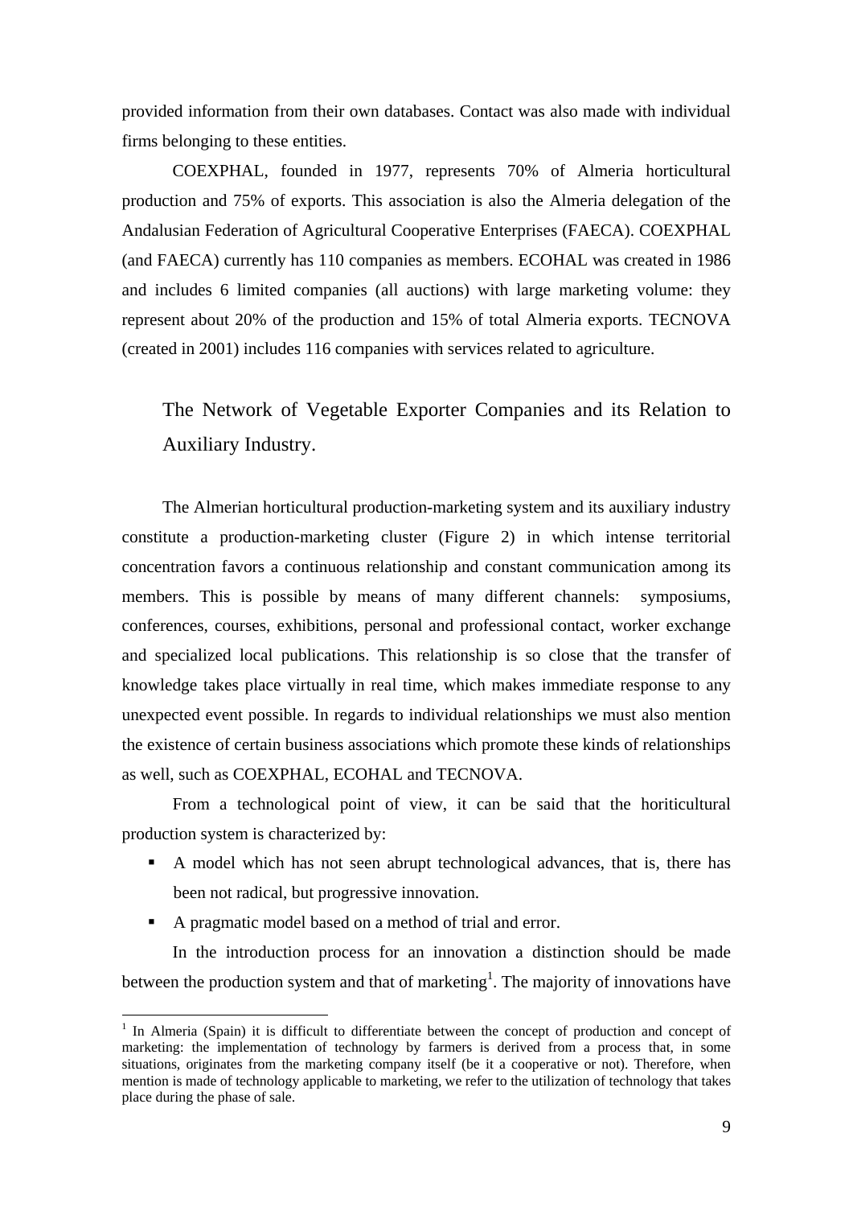provided information from their own databases. Contact was also made with individual firms belonging to these entities.

COEXPHAL, founded in 1977, represents 70% of Almeria horticultural production and 75% of exports. This association is also the Almeria delegation of the Andalusian Federation of Agricultural Cooperative Enterprises (FAECA). COEXPHAL (and FAECA) currently has 110 companies as members. ECOHAL was created in 1986 and includes 6 limited companies (all auctions) with large marketing volume: they represent about 20% of the production and 15% of total Almeria exports. TECNOVA (created in 2001) includes 116 companies with services related to agriculture.

## The Network of Vegetable Exporter Companies and its Relation to Auxiliary Industry.

The Almerian horticultural production-marketing system and its auxiliary industry constitute a production-marketing cluster (Figure 2) in which intense territorial concentration favors a continuous relationship and constant communication among its members. This is possible by means of many different channels: symposiums, conferences, courses, exhibitions, personal and professional contact, worker exchange and specialized local publications. This relationship is so close that the transfer of knowledge takes place virtually in real time, which makes immediate response to any unexpected event possible. In regards to individual relationships we must also mention the existence of certain business associations which promote these kinds of relationships as well, such as COEXPHAL, ECOHAL and TECNOVA.

From a technological point of view, it can be said that the horiticultural production system is characterized by:

- A model which has not seen abrupt technological advances, that is, there has been not radical, but progressive innovation.
- A pragmatic model based on a method of trial and error.

In the introduction process for an innovation a distinction should be made between the production system and that of marketing[1]. The majority of innovations have

[1] In Almeria (Spain) it is difficult to differentiate between the concept of production and concept of marketing: the implementation of technology by farmers is derived from a process that, in some situations, originates from the marketing company itself (be it a cooperative or not). Therefore, when mention is made of technology applicable to marketing, we refer to the utilization of technology that takes place during the phase of sale.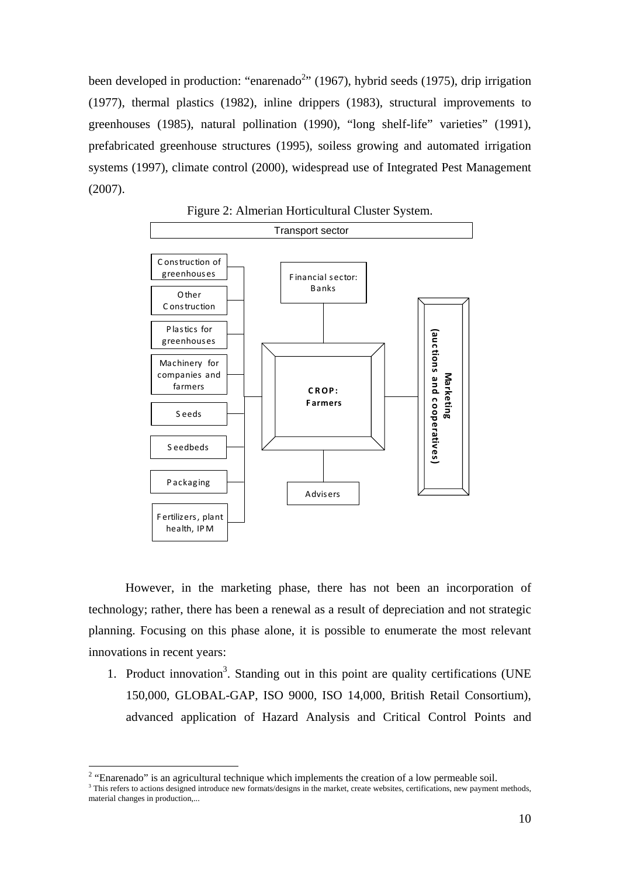been developed in production: "enarenado[2]" (1967), hybrid seeds (1975), drip irrigation (1977), thermal plastics (1982), inline drippers (1983), structural improvements to greenhouses (1985), natural pollination (1990), "long shelf-life" varieties" (1991), prefabricated greenhouse structures (1995), soiless growing and automated irrigation systems (1997), climate control (2000), widespread use of Integrated Pest Management (2007).

Figure 2: Almerian Horticultural Cluster System.

Transport sector

Construction of greenhouses

Other Construction

Plastics for greenhouses

Machinery for companies and farmers

Seeds

Seedbeds

Packaging

Fertilizers, plant health, IPM

Financial sector: Banks

**CROP: Farmers**

Advisers

**Marketing (auctions and cooperatives)**

However, in the marketing phase, there has not been an incorporation of technology; rather, there has been a renewal as a result of depreciation and not strategic planning. Focusing on this phase alone, it is possible to enumerate the most relevant innovations in recent years:

1. Product innovation[3]. Standing out in this point are quality certifications (UNE 150,000, GLOBAL-GAP, ISO 9000, ISO 14,000, British Retail Consortium), advanced application of Hazard Analysis and Critical Control Points and

---

[2] "Enarenado" is an agricultural technique which implements the creation of a low permeable soil.

[3] This refers to actions designed introduce new formats/designs in the market, create websites, certifications, new payment methods, material changes in production,...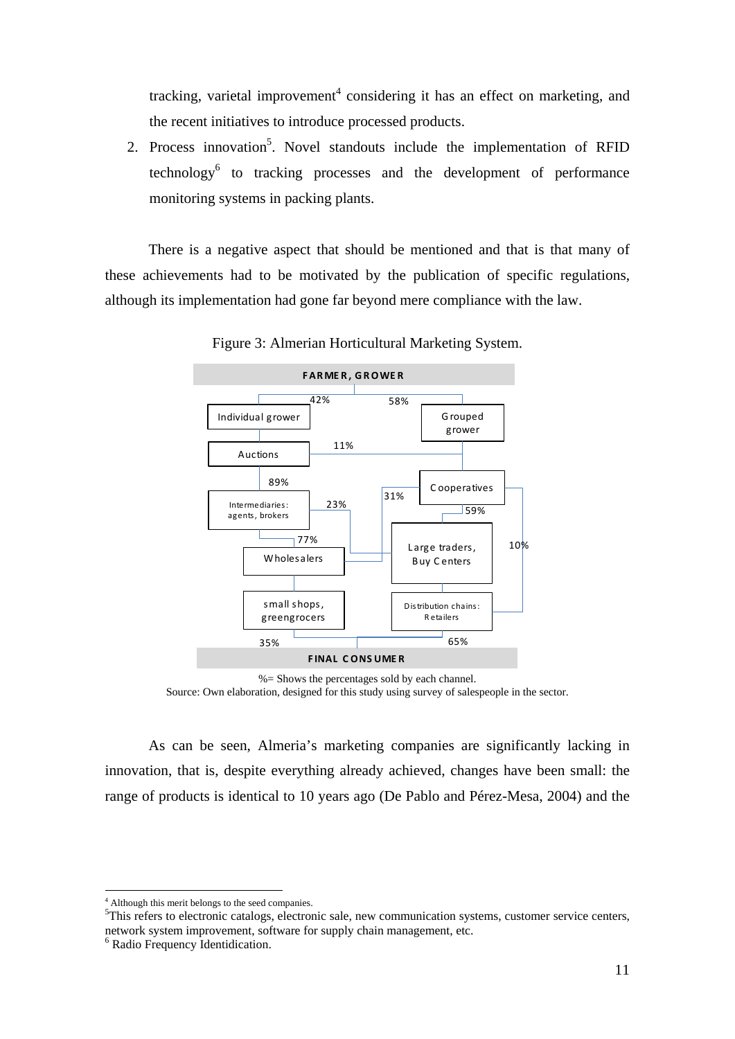tracking, varietal improvement[4] considering it has an effect on marketing, and the recent initiatives to introduce processed products.

2. Process innovation[5]. Novel standouts include the implementation of RFID technology[6] to tracking processes and the development of performance monitoring systems in packing plants.

There is a negative aspect that should be mentioned and that is that many of these achievements had to be motivated by the publication of specific regulations, although its implementation had gone far beyond mere compliance with the law.

Figure 3: Almerian Horticultural Marketing System.

%= Shows the percentages sold by each channel.
Source: Own elaboration, designed for this study using survey of salespeople in the sector.

As can be seen, Almeria's marketing companies are significantly lacking in innovation, that is, despite everything already achieved, changes have been small: the range of products is identical to 10 years ago (De Pablo and Pérez-Mesa, 2004) and the

---

[4] Although this merit belongs to the seed companies.

[5] This refers to electronic catalogs, electronic sale, new communication systems, customer service centers, network system improvement, software for supply chain management, etc.

[6] Radio Frequency Identidication.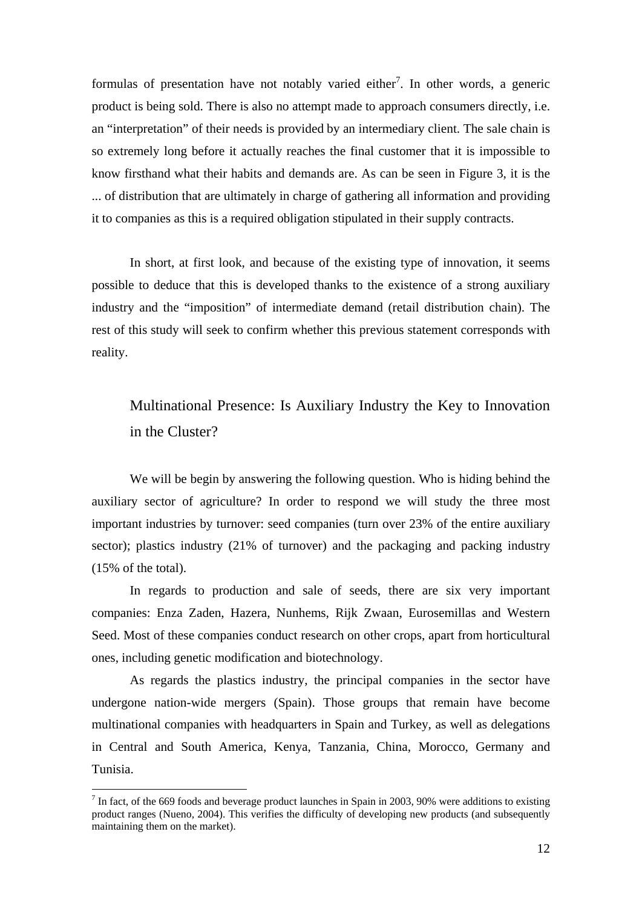formulas of presentation have not notably varied either[7]. In other words, a generic product is being sold. There is also no attempt made to approach consumers directly, i.e. an "interpretation" of their needs is provided by an intermediary client. The sale chain is so extremely long before it actually reaches the final customer that it is impossible to know firsthand what their habits and demands are. As can be seen in Figure 3, it is the ... of distribution that are ultimately in charge of gathering all information and providing it to companies as this is a required obligation stipulated in their supply contracts.

In short, at first look, and because of the existing type of innovation, it seems possible to deduce that this is developed thanks to the existence of a strong auxiliary industry and the "imposition" of intermediate demand (retail distribution chain). The rest of this study will seek to confirm whether this previous statement corresponds with reality.

## Multinational Presence: Is Auxiliary Industry the Key to Innovation in the Cluster?

We will be begin by answering the following question. Who is hiding behind the auxiliary sector of agriculture? In order to respond we will study the three most important industries by turnover: seed companies (turn over 23% of the entire auxiliary sector); plastics industry (21% of turnover) and the packaging and packing industry (15% of the total).

In regards to production and sale of seeds, there are six very important companies: Enza Zaden, Hazera, Nunhems, Rijk Zwaan, Eurosemillas and Western Seed. Most of these companies conduct research on other crops, apart from horticultural ones, including genetic modification and biotechnology.

As regards the plastics industry, the principal companies in the sector have undergone nation-wide mergers (Spain). Those groups that remain have become multinational companies with headquarters in Spain and Turkey, as well as delegations in Central and South America, Kenya, Tanzania, China, Morocco, Germany and Tunisia.

[7] In fact, of the 669 foods and beverage product launches in Spain in 2003, 90% were additions to existing product ranges (Nueno, 2004). This verifies the difficulty of developing new products (and subsequently maintaining them on the market).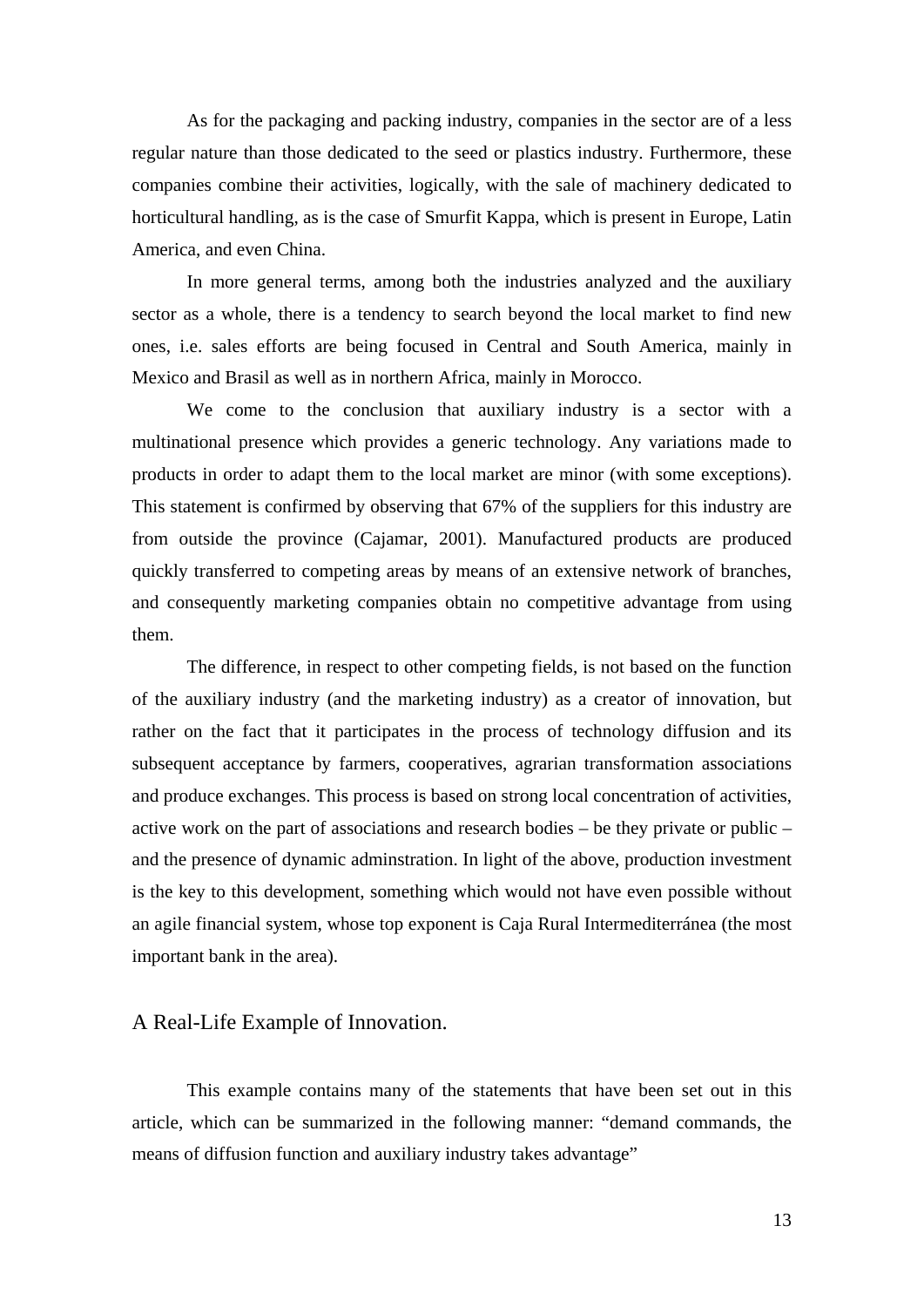As for the packaging and packing industry, companies in the sector are of a less regular nature than those dedicated to the seed or plastics industry. Furthermore, these companies combine their activities, logically, with the sale of machinery dedicated to horticultural handling, as is the case of Smurfit Kappa, which is present in Europe, Latin America, and even China.

In more general terms, among both the industries analyzed and the auxiliary sector as a whole, there is a tendency to search beyond the local market to find new ones, i.e. sales efforts are being focused in Central and South America, mainly in Mexico and Brasil as well as in northern Africa, mainly in Morocco.

We come to the conclusion that auxiliary industry is a sector with a multinational presence which provides a generic technology. Any variations made to products in order to adapt them to the local market are minor (with some exceptions). This statement is confirmed by observing that 67% of the suppliers for this industry are from outside the province (Cajamar, 2001). Manufactured products are produced quickly transferred to competing areas by means of an extensive network of branches, and consequently marketing companies obtain no competitive advantage from using them.

The difference, in respect to other competing fields, is not based on the function of the auxiliary industry (and the marketing industry) as a creator of innovation, but rather on the fact that it participates in the process of technology diffusion and its subsequent acceptance by farmers, cooperatives, agrarian transformation associations and produce exchanges. This process is based on strong local concentration of activities, active work on the part of associations and research bodies – be they private or public – and the presence of dynamic adminstration. In light of the above, production investment is the key to this development, something which would not have even possible without an agile financial system, whose top exponent is Caja Rural Intermediterránea (the most important bank in the area).

## A Real-Life Example of Innovation.

This example contains many of the statements that have been set out in this article, which can be summarized in the following manner: "demand commands, the means of diffusion function and auxiliary industry takes advantage"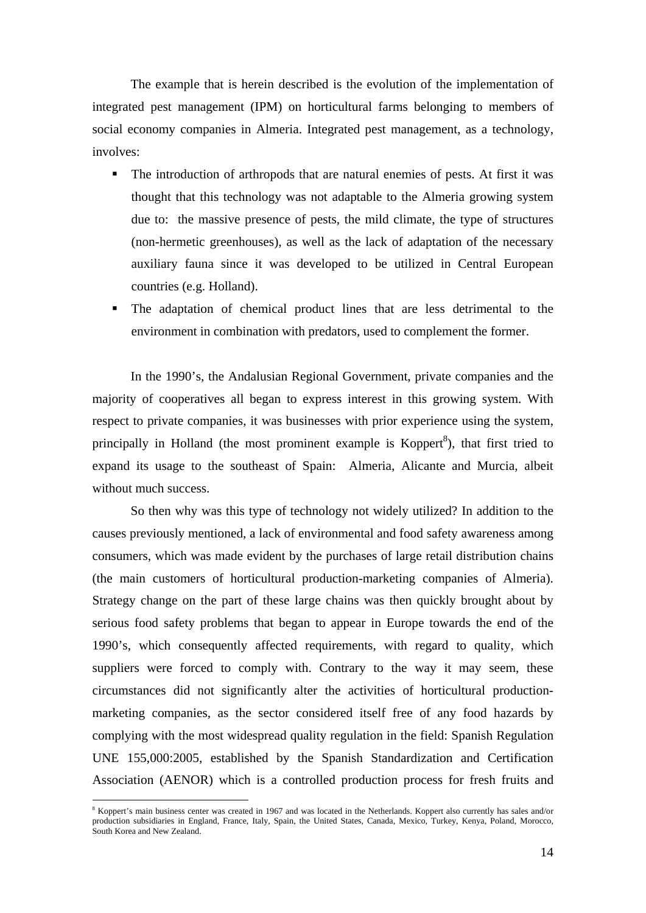The example that is herein described is the evolution of the implementation of integrated pest management (IPM) on horticultural farms belonging to members of social economy companies in Almeria. Integrated pest management, as a technology, involves:

- The introduction of arthropods that are natural enemies of pests. At first it was thought that this technology was not adaptable to the Almeria growing system due to: the massive presence of pests, the mild climate, the type of structures (non-hermetic greenhouses), as well as the lack of adaptation of the necessary auxiliary fauna since it was developed to be utilized in Central European countries (e.g. Holland).
- The adaptation of chemical product lines that are less detrimental to the environment in combination with predators, used to complement the former.

In the 1990's, the Andalusian Regional Government, private companies and the majority of cooperatives all began to express interest in this growing system. With respect to private companies, it was businesses with prior experience using the system, principally in Holland (the most prominent example is Koppert[8]), that first tried to expand its usage to the southeast of Spain: Almeria, Alicante and Murcia, albeit without much success.

So then why was this type of technology not widely utilized? In addition to the causes previously mentioned, a lack of environmental and food safety awareness among consumers, which was made evident by the purchases of large retail distribution chains (the main customers of horticultural production-marketing companies of Almeria). Strategy change on the part of these large chains was then quickly brought about by serious food safety problems that began to appear in Europe towards the end of the 1990's, which consequently affected requirements, with regard to quality, which suppliers were forced to comply with. Contrary to the way it may seem, these circumstances did not significantly alter the activities of horticultural production-marketing companies, as the sector considered itself free of any food hazards by complying with the most widespread quality regulation in the field: Spanish Regulation UNE 155,000:2005, established by the Spanish Standardization and Certification Association (AENOR) which is a controlled production process for fresh fruits and

[8] Koppert's main business center was created in 1967 and was located in the Netherlands. Koppert also currently has sales and/or production subsidiaries in England, France, Italy, Spain, the United States, Canada, Mexico, Turkey, Kenya, Poland, Morocco, South Korea and New Zealand.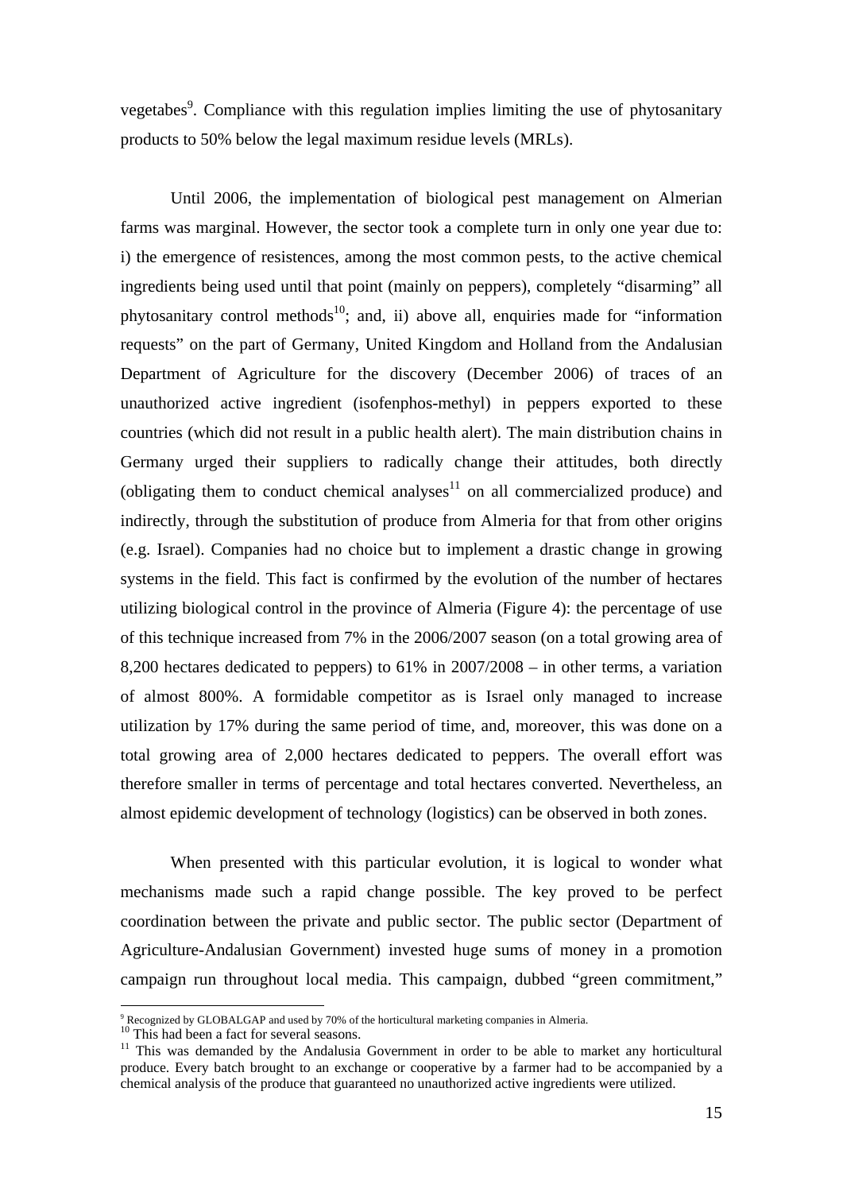vegetabes[9]. Compliance with this regulation implies limiting the use of phytosanitary products to 50% below the legal maximum residue levels (MRLs).

Until 2006, the implementation of biological pest management on Almerian farms was marginal. However, the sector took a complete turn in only one year due to: i) the emergence of resistences, among the most common pests, to the active chemical ingredients being used until that point (mainly on peppers), completely "disarming" all phytosanitary control methods[10]; and, ii) above all, enquiries made for "information requests" on the part of Germany, United Kingdom and Holland from the Andalusian Department of Agriculture for the discovery (December 2006) of traces of an unauthorized active ingredient (isofenphos-methyl) in peppers exported to these countries (which did not result in a public health alert). The main distribution chains in Germany urged their suppliers to radically change their attitudes, both directly (obligating them to conduct chemical analyses[11] on all commercialized produce) and indirectly, through the substitution of produce from Almeria for that from other origins (e.g. Israel). Companies had no choice but to implement a drastic change in growing systems in the field. This fact is confirmed by the evolution of the number of hectares utilizing biological control in the province of Almeria (Figure 4): the percentage of use of this technique increased from 7% in the 2006/2007 season (on a total growing area of 8,200 hectares dedicated to peppers) to 61% in 2007/2008 – in other terms, a variation of almost 800%. A formidable competitor as is Israel only managed to increase utilization by 17% during the same period of time, and, moreover, this was done on a total growing area of 2,000 hectares dedicated to peppers. The overall effort was therefore smaller in terms of percentage and total hectares converted. Nevertheless, an almost epidemic development of technology (logistics) can be observed in both zones.

When presented with this particular evolution, it is logical to wonder what mechanisms made such a rapid change possible. The key proved to be perfect coordination between the private and public sector. The public sector (Department of Agriculture-Andalusian Government) invested huge sums of money in a promotion campaign run throughout local media. This campaign, dubbed "green commitment,"

---

[9] Recognized by GLOBALGAP and used by 70% of the horticultural marketing companies in Almeria.

[10] This had been a fact for several seasons.

[11] This was demanded by the Andalusia Government in order to be able to market any horticultural produce. Every batch brought to an exchange or cooperative by a farmer had to be accompanied by a chemical analysis of the produce that guaranteed no unauthorized active ingredients were utilized.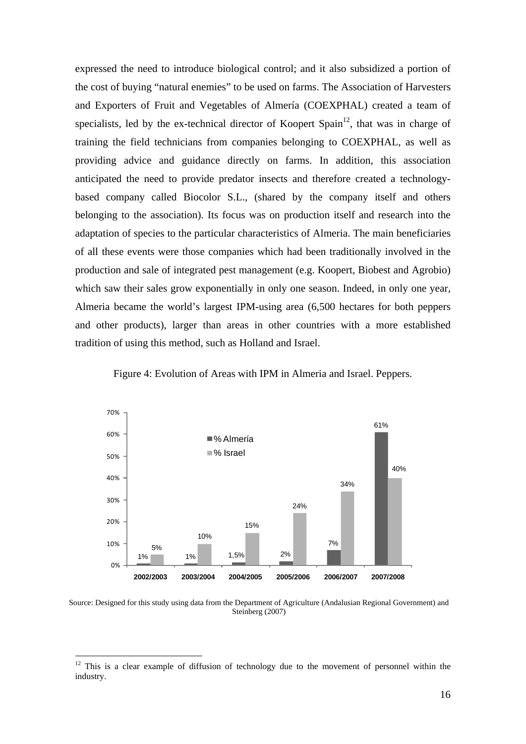expressed the need to introduce biological control; and it also subsidized a portion of the cost of buying "natural enemies" to be used on farms. The Association of Harvesters and Exporters of Fruit and Vegetables of Almería (COEXPHAL) created a team of specialists, led by the ex-technical director of Koopert Spain[12], that was in charge of training the field technicians from companies belonging to COEXPHAL, as well as providing advice and guidance directly on farms. In addition, this association anticipated the need to provide predator insects and therefore created a technology-based company called Biocolor S.L., (shared by the company itself and others belonging to the association). Its focus was on production itself and research into the adaptation of species to the particular characteristics of Almeria. The main beneficiaries of all these events were those companies which had been traditionally involved in the production and sale of integrated pest management (e.g. Koopert, Biobest and Agrobio) which saw their sales grow exponentially in only one season. Indeed, in only one year, Almeria became the world's largest IPM-using area (6,500 hectares for both peppers and other products), larger than areas in other countries with a more established tradition of using this method, such as Holland and Israel.

Figure 4: Evolution of Areas with IPM in Almeria and Israel. Peppers.

| | % Almería | % Israel |
|---|---|---|
| 2002/2003 | 1% | 5% |
| 2003/2004 | 1% | 10% |
| 2004/2005 | 1,5% | 15% |
| 2005/2006 | 2% | 24% |
| 2006/2007 | 7% | 34% |
| 2007/2008 | 61% | 40% |

Source: Designed for this study using data from the Department of Agriculture (Andalusian Regional Government) and Steinberg (2007)

[12] This is a clear example of diffusion of technology due to the movement of personnel within the industry.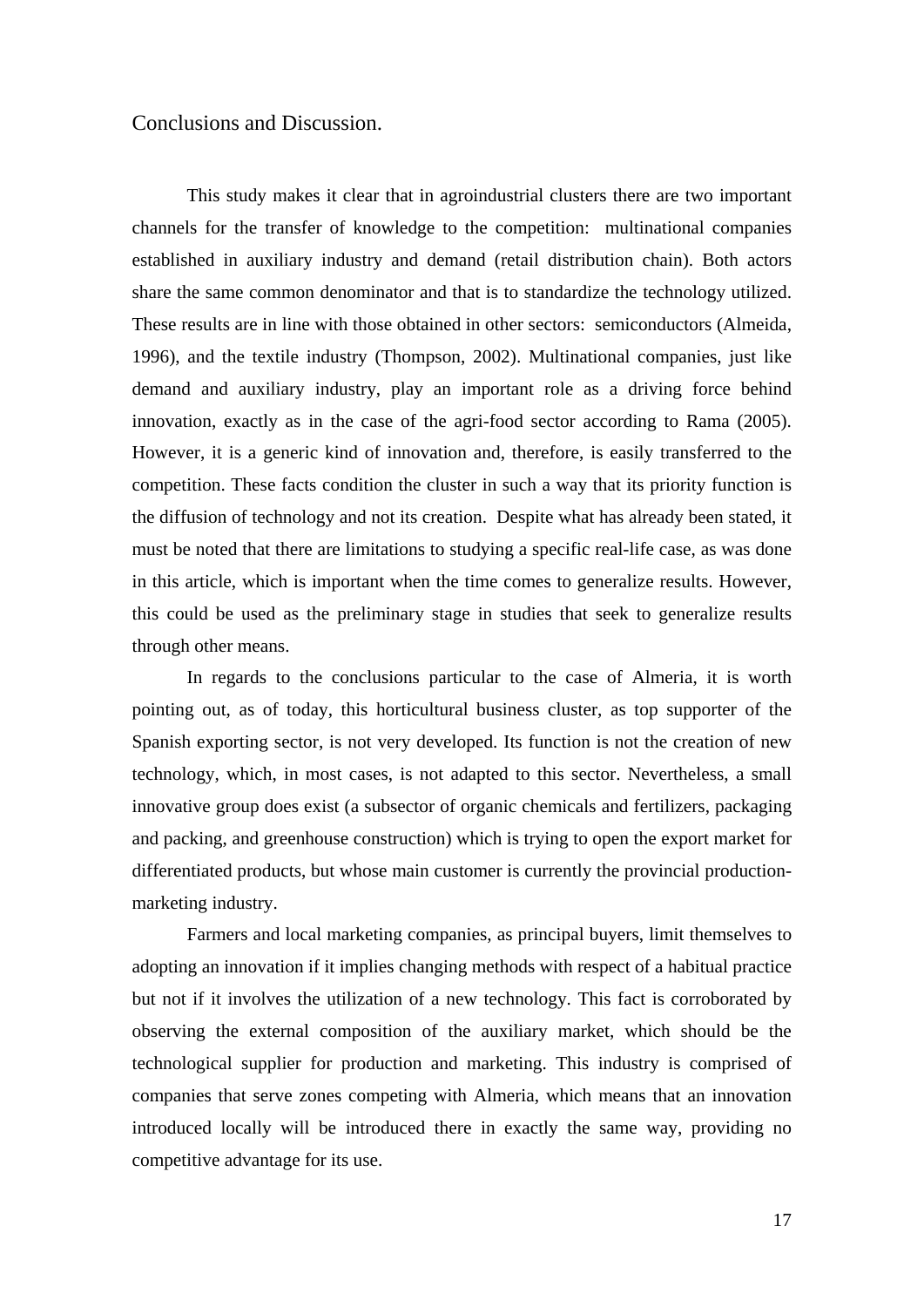## Conclusions and Discussion.

This study makes it clear that in agroindustrial clusters there are two important channels for the transfer of knowledge to the competition: multinational companies established in auxiliary industry and demand (retail distribution chain). Both actors share the same common denominator and that is to standardize the technology utilized. These results are in line with those obtained in other sectors: semiconductors (Almeida, 1996), and the textile industry (Thompson, 2002). Multinational companies, just like demand and auxiliary industry, play an important role as a driving force behind innovation, exactly as in the case of the agri-food sector according to Rama (2005). However, it is a generic kind of innovation and, therefore, is easily transferred to the competition. These facts condition the cluster in such a way that its priority function is the diffusion of technology and not its creation. Despite what has already been stated, it must be noted that there are limitations to studying a specific real-life case, as was done in this article, which is important when the time comes to generalize results. However, this could be used as the preliminary stage in studies that seek to generalize results through other means.

In regards to the conclusions particular to the case of Almeria, it is worth pointing out, as of today, this horticultural business cluster, as top supporter of the Spanish exporting sector, is not very developed. Its function is not the creation of new technology, which, in most cases, is not adapted to this sector. Nevertheless, a small innovative group does exist (a subsector of organic chemicals and fertilizers, packaging and packing, and greenhouse construction) which is trying to open the export market for differentiated products, but whose main customer is currently the provincial production-marketing industry.

Farmers and local marketing companies, as principal buyers, limit themselves to adopting an innovation if it implies changing methods with respect of a habitual practice but not if it involves the utilization of a new technology. This fact is corroborated by observing the external composition of the auxiliary market, which should be the technological supplier for production and marketing. This industry is comprised of companies that serve zones competing with Almeria, which means that an innovation introduced locally will be introduced there in exactly the same way, providing no competitive advantage for its use.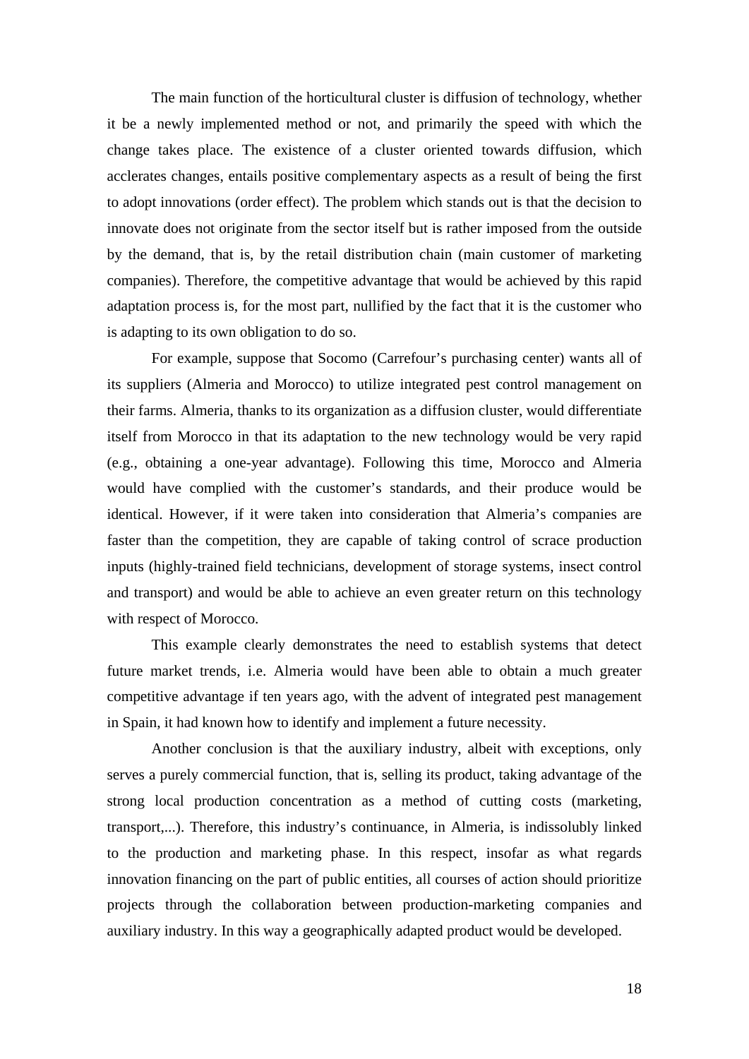The main function of the horticultural cluster is diffusion of technology, whether it be a newly implemented method or not, and primarily the speed with which the change takes place. The existence of a cluster oriented towards diffusion, which acclerates changes, entails positive complementary aspects as a result of being the first to adopt innovations (order effect). The problem which stands out is that the decision to innovate does not originate from the sector itself but is rather imposed from the outside by the demand, that is, by the retail distribution chain (main customer of marketing companies). Therefore, the competitive advantage that would be achieved by this rapid adaptation process is, for the most part, nullified by the fact that it is the customer who is adapting to its own obligation to do so.

For example, suppose that Socomo (Carrefour's purchasing center) wants all of its suppliers (Almeria and Morocco) to utilize integrated pest control management on their farms. Almeria, thanks to its organization as a diffusion cluster, would differentiate itself from Morocco in that its adaptation to the new technology would be very rapid (e.g., obtaining a one-year advantage). Following this time, Morocco and Almeria would have complied with the customer's standards, and their produce would be identical. However, if it were taken into consideration that Almeria's companies are faster than the competition, they are capable of taking control of scrace production inputs (highly-trained field technicians, development of storage systems, insect control and transport) and would be able to achieve an even greater return on this technology with respect of Morocco.

This example clearly demonstrates the need to establish systems that detect future market trends, i.e. Almeria would have been able to obtain a much greater competitive advantage if ten years ago, with the advent of integrated pest management in Spain, it had known how to identify and implement a future necessity.

Another conclusion is that the auxiliary industry, albeit with exceptions, only serves a purely commercial function, that is, selling its product, taking advantage of the strong local production concentration as a method of cutting costs (marketing, transport,...). Therefore, this industry's continuance, in Almeria, is indissolubly linked to the production and marketing phase. In this respect, insofar as what regards innovation financing on the part of public entities, all courses of action should prioritize projects through the collaboration between production-marketing companies and auxiliary industry. In this way a geographically adapted product would be developed.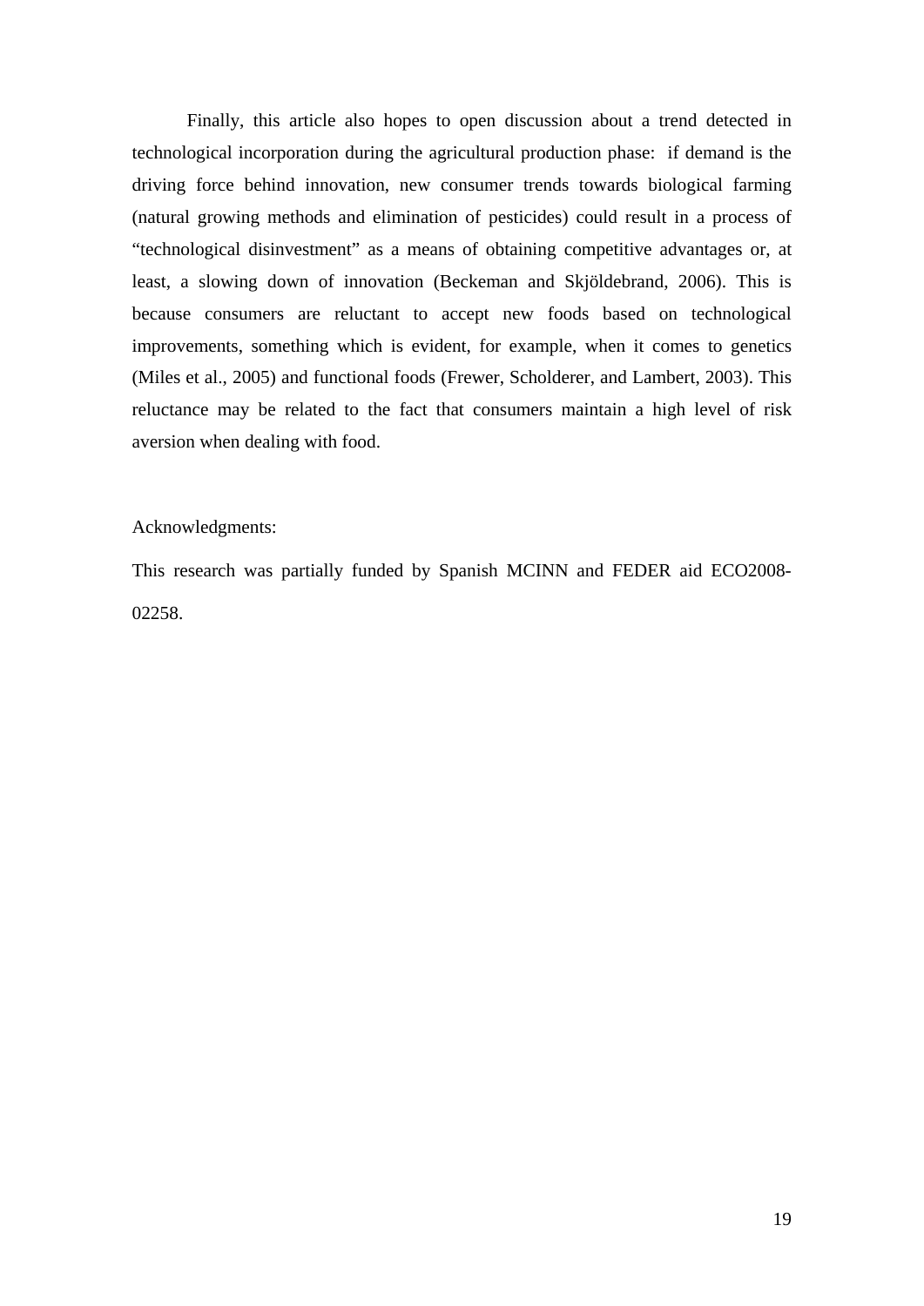Finally, this article also hopes to open discussion about a trend detected in technological incorporation during the agricultural production phase: if demand is the driving force behind innovation, new consumer trends towards biological farming (natural growing methods and elimination of pesticides) could result in a process of "technological disinvestment" as a means of obtaining competitive advantages or, at least, a slowing down of innovation (Beckeman and Skjöldebrand, 2006). This is because consumers are reluctant to accept new foods based on technological improvements, something which is evident, for example, when it comes to genetics (Miles et al., 2005) and functional foods (Frewer, Scholderer, and Lambert, 2003). This reluctance may be related to the fact that consumers maintain a high level of risk aversion when dealing with food.

Acknowledgments:

This research was partially funded by Spanish MCINN and FEDER aid ECO2008-02258.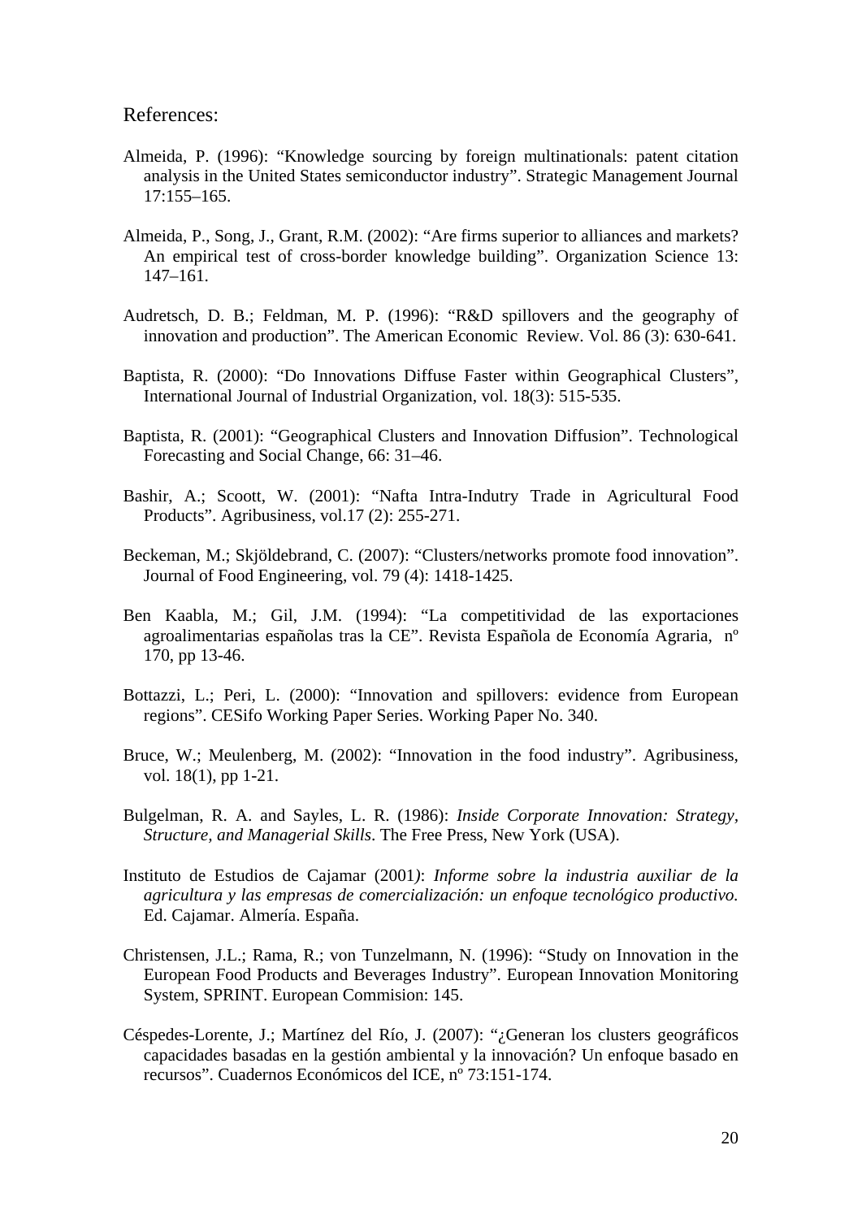References:

Almeida, P. (1996): "Knowledge sourcing by foreign multinationals: patent citation analysis in the United States semiconductor industry". Strategic Management Journal 17:155–165.

Almeida, P., Song, J., Grant, R.M. (2002): "Are firms superior to alliances and markets? An empirical test of cross-border knowledge building". Organization Science 13: 147–161.

Audretsch, D. B.; Feldman, M. P. (1996): "R&D spillovers and the geography of innovation and production". The American Economic Review. Vol. 86 (3): 630-641.

Baptista, R. (2000): "Do Innovations Diffuse Faster within Geographical Clusters", International Journal of Industrial Organization, vol. 18(3): 515-535.

Baptista, R. (2001): "Geographical Clusters and Innovation Diffusion". Technological Forecasting and Social Change, 66: 31–46.

Bashir, A.; Scoott, W. (2001): "Nafta Intra-Indutry Trade in Agricultural Food Products". Agribusiness, vol.17 (2): 255-271.

Beckeman, M.; Skjöldebrand, C. (2007): "Clusters/networks promote food innovation". Journal of Food Engineering, vol. 79 (4): 1418-1425.

Ben Kaabla, M.; Gil, J.M. (1994): "La competitividad de las exportaciones agroalimentarias españolas tras la CE". Revista Española de Economía Agraria, nº 170, pp 13-46.

Bottazzi, L.; Peri, L. (2000): "Innovation and spillovers: evidence from European regions". CESifo Working Paper Series. Working Paper No. 340.

Bruce, W.; Meulenberg, M. (2002): "Innovation in the food industry". Agribusiness, vol. 18(1), pp 1-21.

Bulgelman, R. A. and Sayles, L. R. (1986): *Inside Corporate Innovation: Strategy, Structure, and Managerial Skills*. The Free Press, New York (USA).

Instituto de Estudios de Cajamar (2001): *Informe sobre la industria auxiliar de la agricultura y las empresas de comercialización: un enfoque tecnológico productivo.* Ed. Cajamar. Almería. España.

Christensen, J.L.; Rama, R.; von Tunzelmann, N. (1996): "Study on Innovation in the European Food Products and Beverages Industry". European Innovation Monitoring System, SPRINT. European Commision: 145.

Céspedes-Lorente, J.; Martínez del Río, J. (2007): "¿Generan los clusters geográficos capacidades basadas en la gestión ambiental y la innovación? Un enfoque basado en recursos". Cuadernos Económicos del ICE, nº 73:151-174.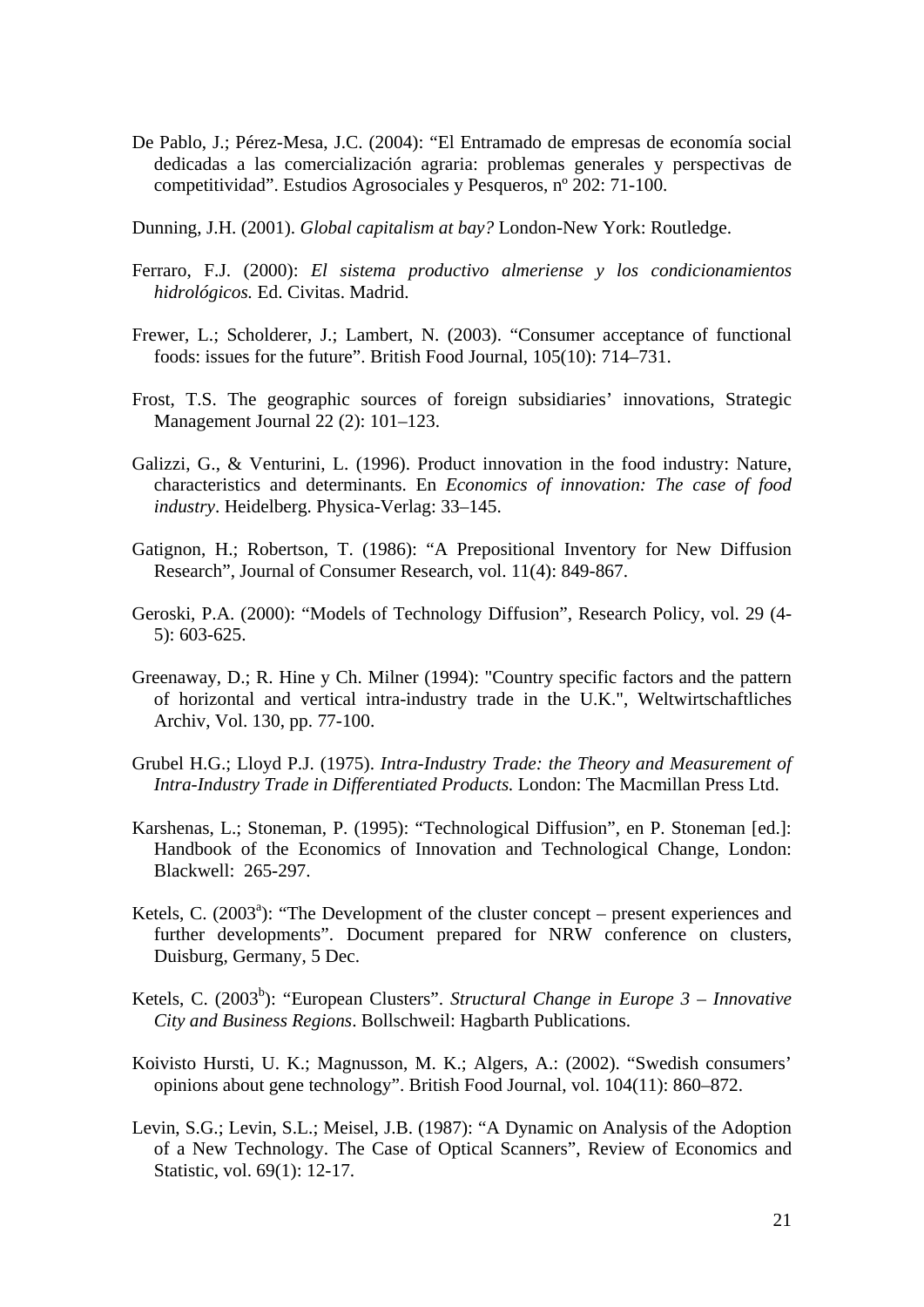De Pablo, J.; Pérez-Mesa, J.C. (2004): "El Entramado de empresas de economía social dedicadas a las comercialización agraria: problemas generales y perspectivas de competitividad". Estudios Agrosociales y Pesqueros, nº 202: 71-100.

Dunning, J.H. (2001). *Global capitalism at bay?* London-New York: Routledge.

Ferraro, F.J. (2000): *El sistema productivo almeriense y los condicionamientos hidrológicos.* Ed. Civitas. Madrid.

Frewer, L.; Scholderer, J.; Lambert, N. (2003). "Consumer acceptance of functional foods: issues for the future". British Food Journal, 105(10): 714–731.

Frost, T.S. The geographic sources of foreign subsidiaries' innovations, Strategic Management Journal 22 (2): 101–123.

Galizzi, G., & Venturini, L. (1996). Product innovation in the food industry: Nature, characteristics and determinants. En *Economics of innovation: The case of food industry*. Heidelberg. Physica-Verlag: 33–145.

Gatignon, H.; Robertson, T. (1986): "A Prepositional Inventory for New Diffusion Research", Journal of Consumer Research, vol. 11(4): 849-867.

Geroski, P.A. (2000): "Models of Technology Diffusion", Research Policy, vol. 29 (4-5): 603-625.

Greenaway, D.; R. Hine y Ch. Milner (1994): "Country specific factors and the pattern of horizontal and vertical intra-industry trade in the U.K.", Weltwirtschaftliches Archiv, Vol. 130, pp. 77-100.

Grubel H.G.; Lloyd P.J. (1975). *Intra-Industry Trade: the Theory and Measurement of Intra-Industry Trade in Differentiated Products.* London: The Macmillan Press Ltd.

Karshenas, L.; Stoneman, P. (1995): "Technological Diffusion", en P. Stoneman [ed.]: Handbook of the Economics of Innovation and Technological Change, London: Blackwell: 265-297.

Ketels, C. (2003[a]): "The Development of the cluster concept – present experiences and further developments". Document prepared for NRW conference on clusters, Duisburg, Germany, 5 Dec.

Ketels, C. (2003[b]): "European Clusters". *Structural Change in Europe 3 – Innovative City and Business Regions*. Bollschweil: Hagbarth Publications.

Koivisto Hursti, U. K.; Magnusson, M. K.; Algers, A.: (2002). "Swedish consumers' opinions about gene technology". British Food Journal, vol. 104(11): 860–872.

Levin, S.G.; Levin, S.L.; Meisel, J.B. (1987): "A Dynamic on Analysis of the Adoption of a New Technology. The Case of Optical Scanners", Review of Economics and Statistic, vol. 69(1): 12-17.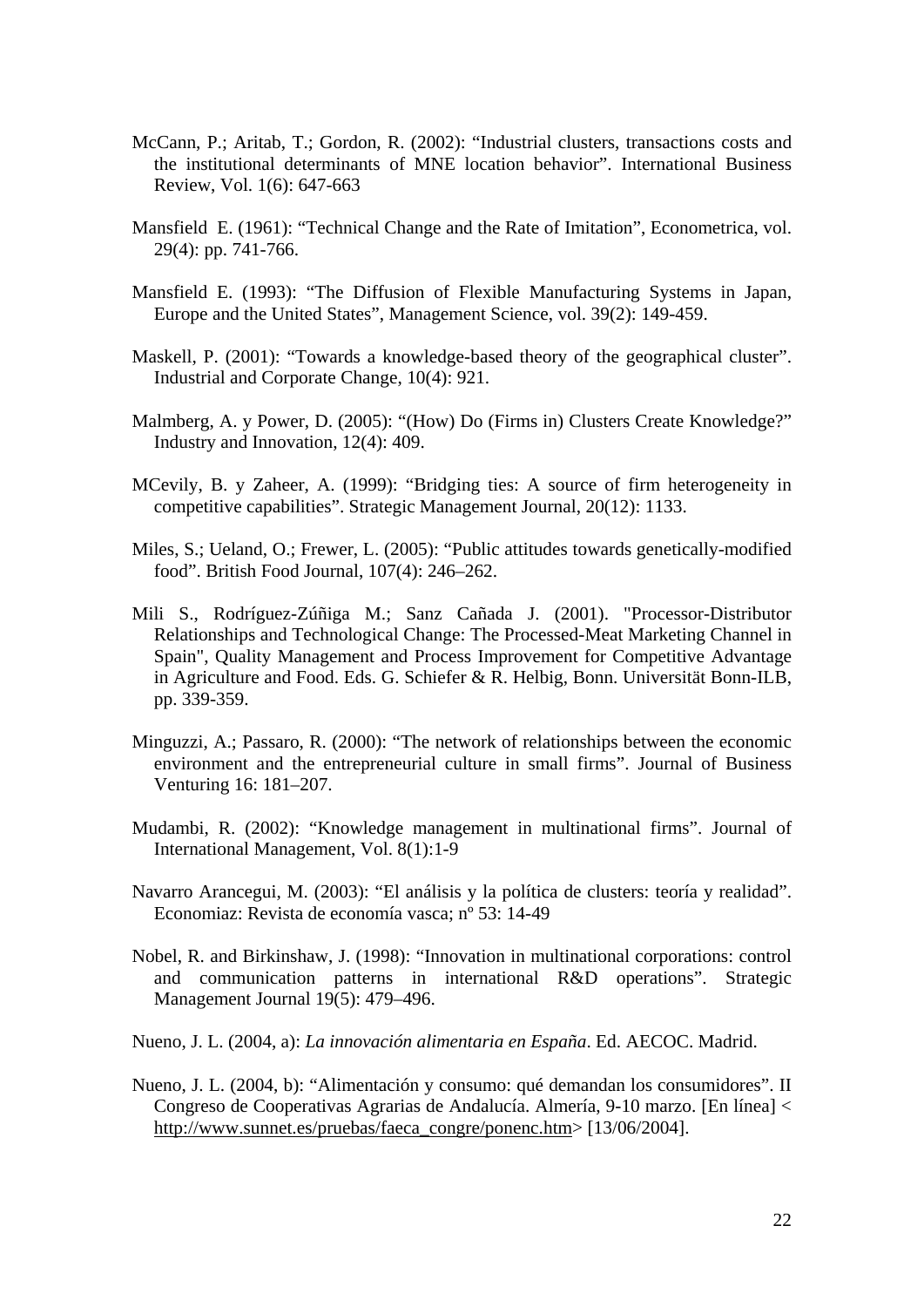McCann, P.; Aritab, T.; Gordon, R. (2002): "Industrial clusters, transactions costs and the institutional determinants of MNE location behavior". International Business Review, Vol. 1(6): 647-663

Mansfield E. (1961): "Technical Change and the Rate of Imitation", Econometrica, vol. 29(4): pp. 741-766.

Mansfield E. (1993): "The Diffusion of Flexible Manufacturing Systems in Japan, Europe and the United States", Management Science, vol. 39(2): 149-459.

Maskell, P. (2001): "Towards a knowledge-based theory of the geographical cluster". Industrial and Corporate Change, 10(4): 921.

Malmberg, A. y Power, D. (2005): "(How) Do (Firms in) Clusters Create Knowledge?" Industry and Innovation, 12(4): 409.

MCevily, B. y Zaheer, A. (1999): "Bridging ties: A source of firm heterogeneity in competitive capabilities". Strategic Management Journal, 20(12): 1133.

Miles, S.; Ueland, O.; Frewer, L. (2005): "Public attitudes towards genetically-modified food". British Food Journal, 107(4): 246–262.

Mili S., Rodríguez-Zúñiga M.; Sanz Cañada J. (2001). "Processor-Distributor Relationships and Technological Change: The Processed-Meat Marketing Channel in Spain", Quality Management and Process Improvement for Competitive Advantage in Agriculture and Food. Eds. G. Schiefer & R. Helbig, Bonn. Universität Bonn-ILB, pp. 339-359.

Minguzzi, A.; Passaro, R. (2000): "The network of relationships between the economic environment and the entrepreneurial culture in small firms". Journal of Business Venturing 16: 181–207.

Mudambi, R. (2002): "Knowledge management in multinational firms". Journal of International Management, Vol. 8(1):1-9

Navarro Arancegui, M. (2003): "El análisis y la política de clusters: teoría y realidad". Economiaz: Revista de economía vasca; nº 53: 14-49

Nobel, R. and Birkinshaw, J. (1998): "Innovation in multinational corporations: control and communication patterns in international R&D operations". Strategic Management Journal 19(5): 479–496.

Nueno, J. L. (2004, a): *La innovación alimentaria en España*. Ed. AECOC. Madrid.

Nueno, J. L. (2004, b): "Alimentación y consumo: qué demandan los consumidores". II Congreso de Cooperativas Agrarias de Andalucía. Almería, 9-10 marzo. [En línea] < http://www.sunnet.es/pruebas/faeca_congre/ponenc.htm> [13/06/2004].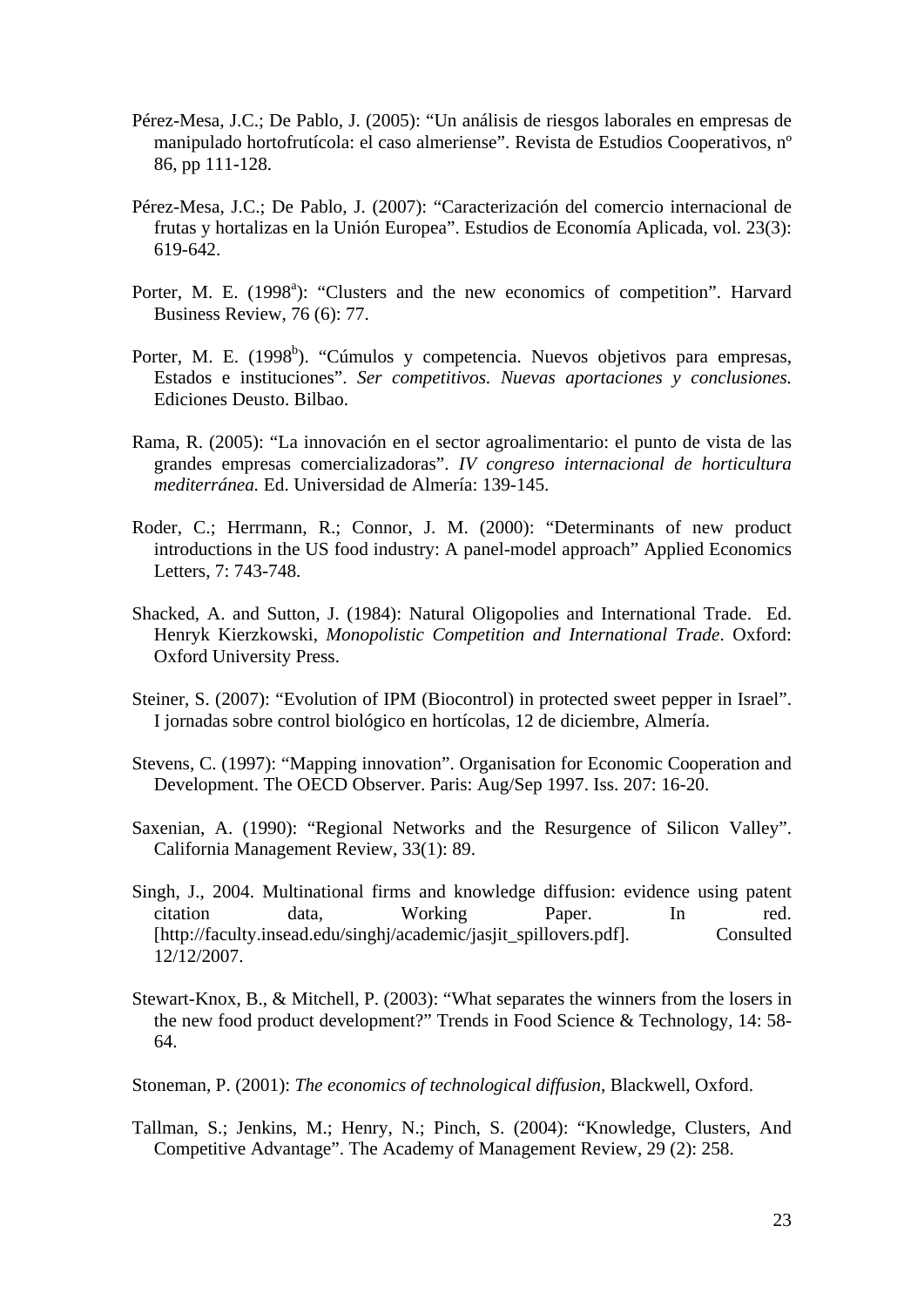Pérez-Mesa, J.C.; De Pablo, J. (2005): "Un análisis de riesgos laborales en empresas de manipulado hortofrutícola: el caso almeriense". Revista de Estudios Cooperativos, nº 86, pp 111-128.

Pérez-Mesa, J.C.; De Pablo, J. (2007): "Caracterización del comercio internacional de frutas y hortalizas en la Unión Europea". Estudios de Economía Aplicada, vol. 23(3): 619-642.

Porter, M. E. (1998[a]): "Clusters and the new economics of competition". Harvard Business Review, 76 (6): 77.

Porter, M. E. (1998[b]). "Cúmulos y competencia. Nuevos objetivos para empresas, Estados e instituciones". *Ser competitivos. Nuevas aportaciones y conclusiones.* Ediciones Deusto. Bilbao.

Rama, R. (2005): "La innovación en el sector agroalimentario: el punto de vista de las grandes empresas comercializadoras". *IV congreso internacional de horticultura mediterránea.* Ed. Universidad de Almería: 139-145.

Roder, C.; Herrmann, R.; Connor, J. M. (2000): "Determinants of new product introductions in the US food industry: A panel-model approach" Applied Economics Letters, 7: 743-748.

Shacked, A. and Sutton, J. (1984): Natural Oligopolies and International Trade. Ed. Henryk Kierzkowski, *Monopolistic Competition and International Trade*. Oxford: Oxford University Press.

Steiner, S. (2007): "Evolution of IPM (Biocontrol) in protected sweet pepper in Israel". I jornadas sobre control biológico en hortícolas, 12 de diciembre, Almería.

Stevens, C. (1997): "Mapping innovation". Organisation for Economic Cooperation and Development. The OECD Observer. Paris: Aug/Sep 1997. Iss. 207: 16-20.

Saxenian, A. (1990): "Regional Networks and the Resurgence of Silicon Valley". California Management Review, 33(1): 89.

Singh, J., 2004. Multinational firms and knowledge diffusion: evidence using patent citation data, Working Paper. In red. [http://faculty.insead.edu/singhj/academic/jasjit_spillovers.pdf]. Consulted 12/12/2007.

Stewart-Knox, B., & Mitchell, P. (2003): "What separates the winners from the losers in the new food product development?" Trends in Food Science & Technology, 14: 58-64.

Stoneman, P. (2001): *The economics of technological diffusion*, Blackwell, Oxford.

Tallman, S.; Jenkins, M.; Henry, N.; Pinch, S. (2004): "Knowledge, Clusters, And Competitive Advantage". The Academy of Management Review, 29 (2): 258.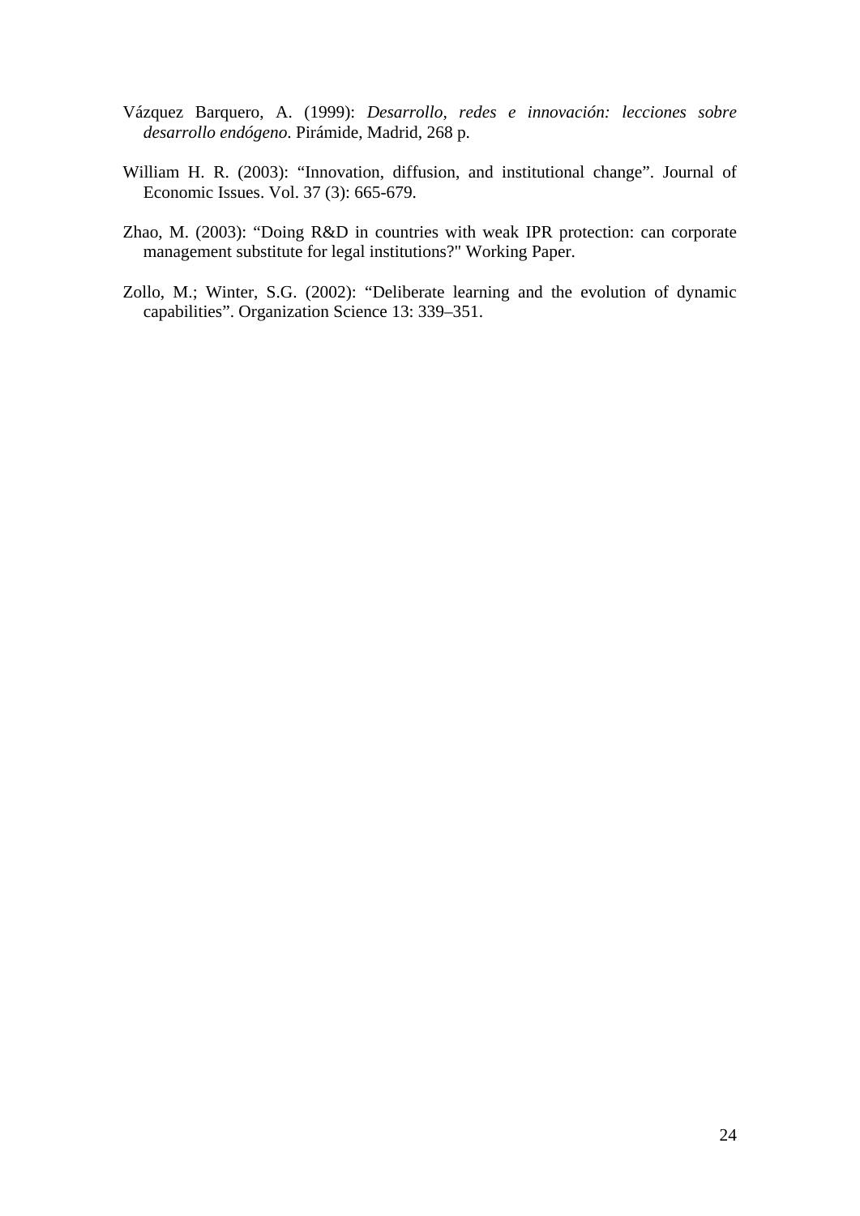Vázquez Barquero, A. (1999): *Desarrollo, redes e innovación: lecciones sobre desarrollo endógeno*. Pirámide, Madrid, 268 p.

William H. R. (2003): “Innovation, diffusion, and institutional change”. Journal of Economic Issues. Vol. 37 (3): 665-679.

Zhao, M. (2003): “Doing R&D in countries with weak IPR protection: can corporate management substitute for legal institutions?" Working Paper.

Zollo, M.; Winter, S.G. (2002): “Deliberate learning and the evolution of dynamic capabilities”. Organization Science 13: 339–351.